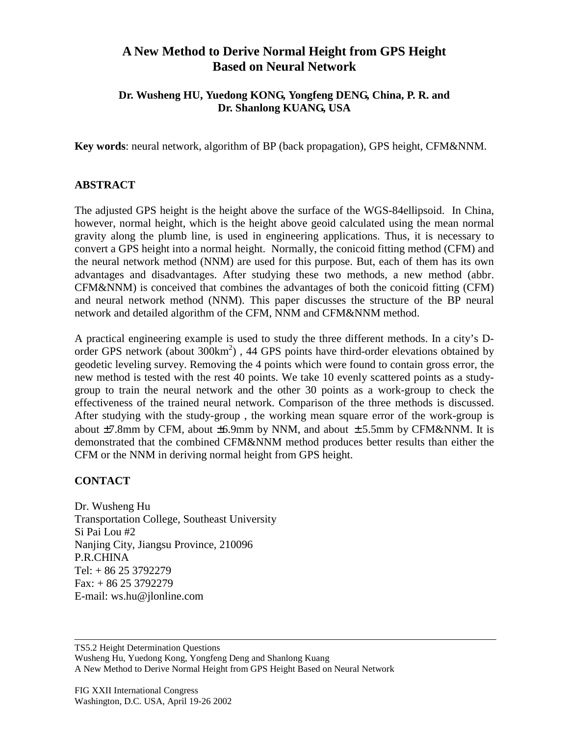# A New Method to Derive Normal Height from GPS Height Based on Neural Network

**Dr. Wusheng HU, Yuedong KONG, Yongfeng DENG, China, P. R. and Dr. Shanlong KUANG, USA**

**Key words**: neural network, algorithm of BP (back propagation), GPS height, CFM&NNM.

## ABSTRACT

The adjusted GPS height is the height above the surface of the WGS-84ellipsoid. In China, however, normal height, which is the height above geoid calculated using the mean normal gravity along the plumb line, is used in engineering applications. Thus, it is necessary to convert a GPS height into a normal height. Normally, the conicoid fitting method (CFM) and the neural network method (NNM) are used for this purpose. But, each of them has its own advantages and disadvantages. After studying these two methods, a new method (abbr. CFM&NNM) is conceived that combines the advantages of both the conicoid fitting (CFM) and neural network method (NNM). This paper discusses the structure of the BP neural network and detailed algorithm of the CFM, NNM and CFM&NNM method.

A practical engineering example is used to study the three different methods. In a city's D-order GPS network (about $300km^2$) , 44 GPS points have third-order elevations obtained by geodetic leveling survey. Removing the 4 points which were found to contain gross error, the new method is tested with the rest 40 points. We take 10 evenly scattered points as a study-group to train the neural network and the other 30 points as a work-group to check the effectiveness of the trained neural network. Comparison of the three methods is discussed. After studying with the study-group , the working mean square error of the work-group is about $\pm$7.8mm by CFM, about $\pm$6.9mm by NNM, and about $\pm$ 5.5mm by CFM&NNM. It is demonstrated that the combined CFM&NNM method produces better results than either the CFM or the NNM in deriving normal height from GPS height.

## CONTACT

Dr. Wusheng Hu
Transportation College, Southeast University
Si Pai Lou #2
Nanjing City, Jiangsu Province, 210096
P.R.CHINA
Tel: + 86 25 3792279
Fax: + 86 25 3792279
E-mail: ws.hu@jlonline.com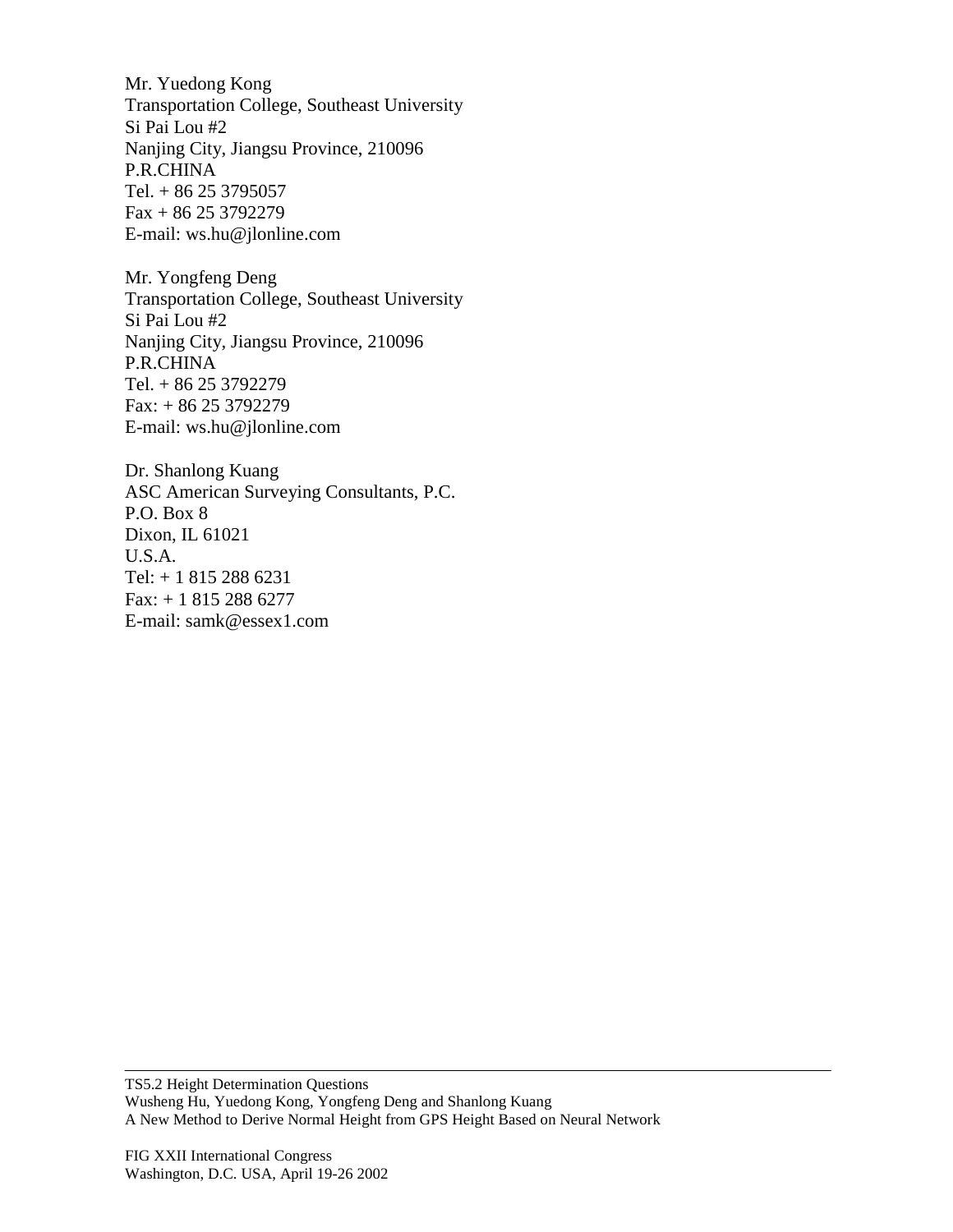Mr. Yuedong Kong
Transportation College, Southeast University
Si Pai Lou #2
Nanjing City, Jiangsu Province, 210096
P.R.CHINA
Tel. + 86 25 3795057
Fax + 86 25 3792279
E-mail: ws.hu@jlonline.com

Mr. Yongfeng Deng
Transportation College, Southeast University
Si Pai Lou #2
Nanjing City, Jiangsu Province, 210096
P.R.CHINA
Tel. + 86 25 3792279
Fax: + 86 25 3792279
E-mail: ws.hu@jlonline.com

Dr. Shanlong Kuang
ASC American Surveying Consultants, P.C.
P.O. Box 8
Dixon, IL 61021
U.S.A.
Tel: + 1 815 288 6231
Fax: + 1 815 288 6277
E-mail: samk@essex1.com